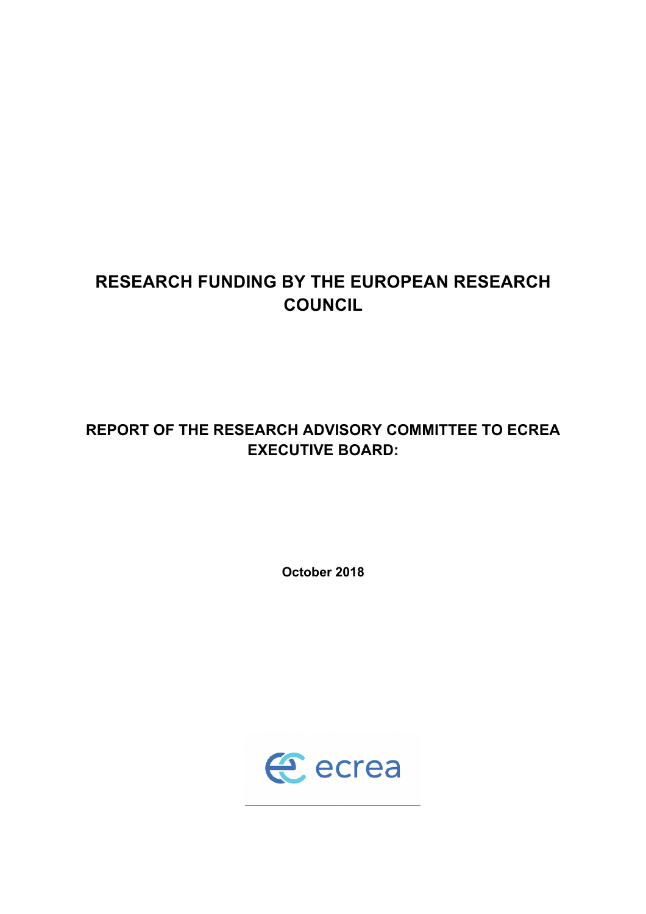# RESEARCH FUNDING BY THE EUROPEAN RESEARCH COUNCIL

## REPORT OF THE RESEARCH ADVISORY COMMITTEE TO ECREA EXECUTIVE BOARD:

**October 2018**

ecrea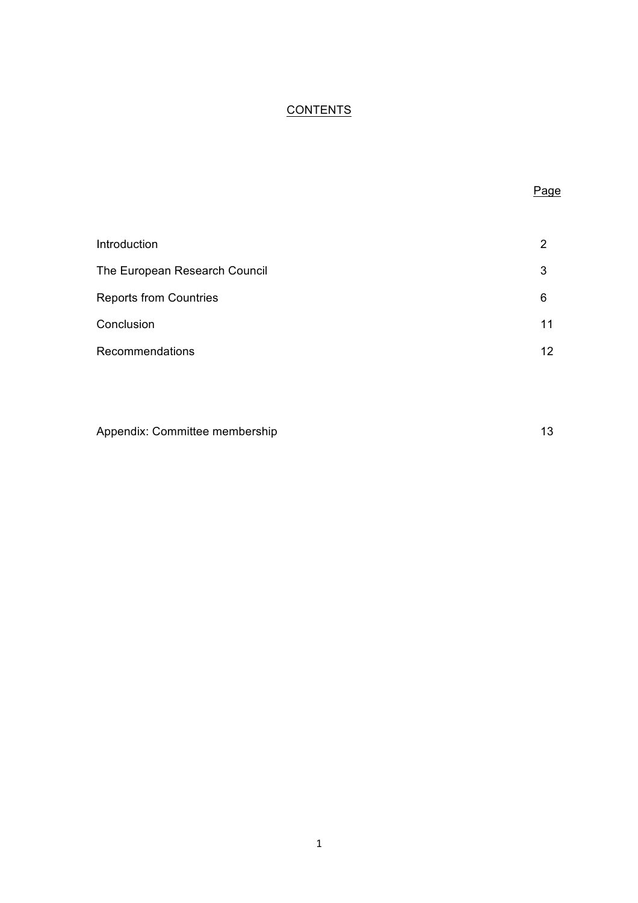# CONTENTS

| | Page |
|---|---|
| Introduction | 2 |
| The European Research Council | 3 |
| Reports from Countries | 6 |
| Conclusion | 11 |
| Recommendations | 12 |
| | |
| Appendix: Committee membership | 13 |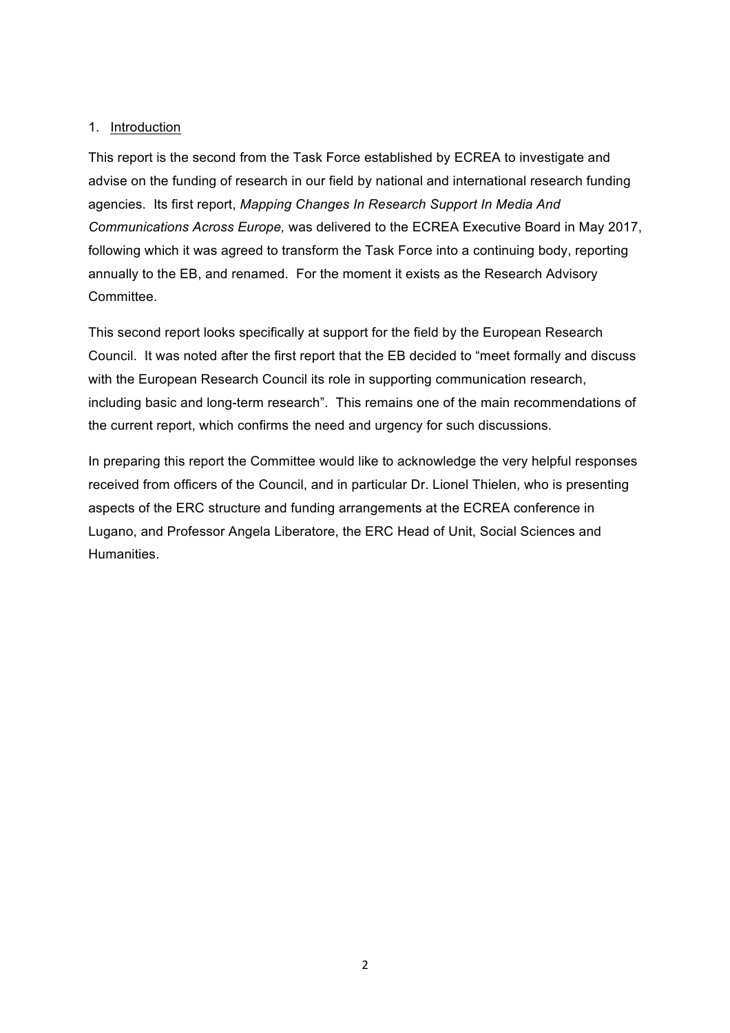## 1. Introduction

This report is the second from the Task Force established by ECREA to investigate and advise on the funding of research in our field by national and international research funding agencies. Its first report, *Mapping Changes In Research Support In Media And Communications Across Europe,* was delivered to the ECREA Executive Board in May 2017, following which it was agreed to transform the Task Force into a continuing body, reporting annually to the EB, and renamed. For the moment it exists as the Research Advisory Committee.

This second report looks specifically at support for the field by the European Research Council. It was noted after the first report that the EB decided to "meet formally and discuss with the European Research Council its role in supporting communication research, including basic and long-term research". This remains one of the main recommendations of the current report, which confirms the need and urgency for such discussions.

In preparing this report the Committee would like to acknowledge the very helpful responses received from officers of the Council, and in particular Dr. Lionel Thielen, who is presenting aspects of the ERC structure and funding arrangements at the ECREA conference in Lugano, and Professor Angela Liberatore, the ERC Head of Unit, Social Sciences and Humanities.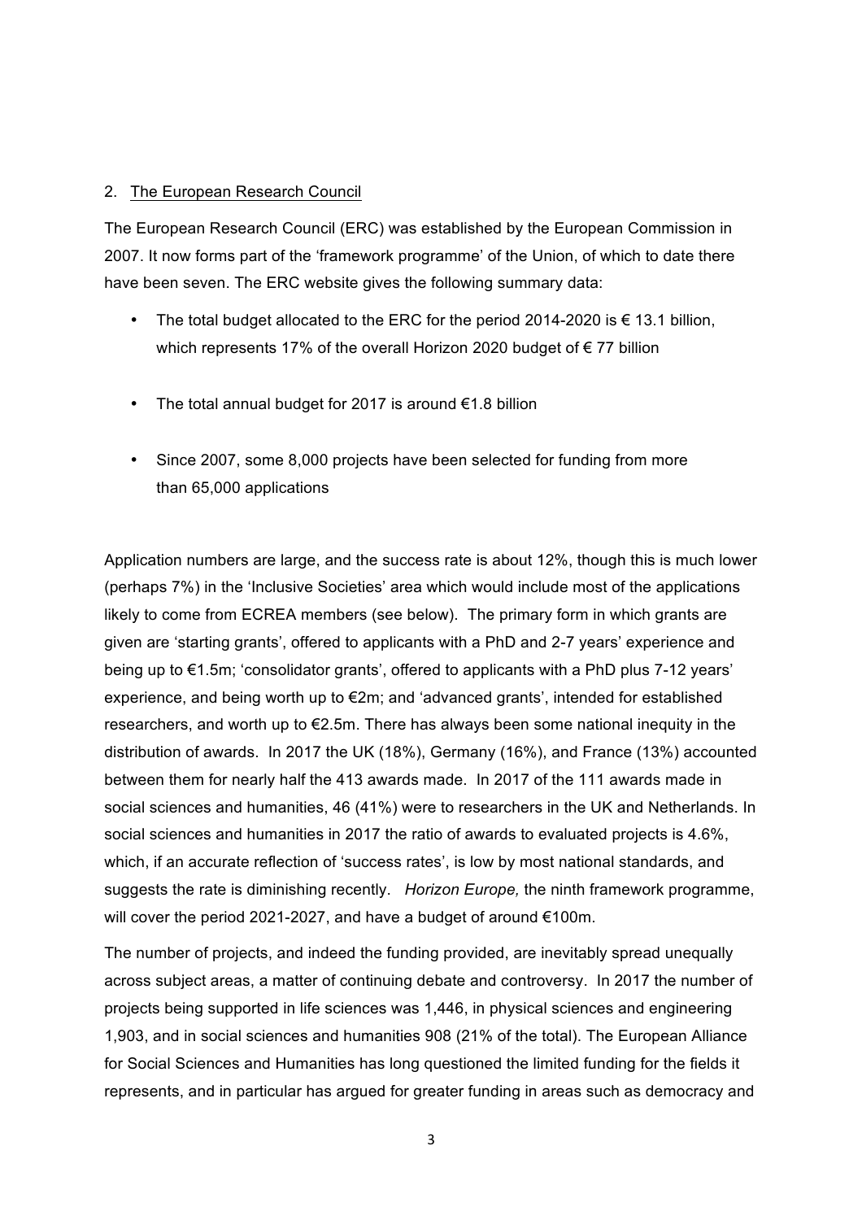## 2. The European Research Council

The European Research Council (ERC) was established by the European Commission in 2007. It now forms part of the 'framework programme' of the Union, of which to date there have been seven. The ERC website gives the following summary data:

- The total budget allocated to the ERC for the period 2014-2020 is € 13.1 billion, which represents 17% of the overall Horizon 2020 budget of € 77 billion
- The total annual budget for 2017 is around €1.8 billion
- Since 2007, some 8,000 projects have been selected for funding from more than 65,000 applications

Application numbers are large, and the success rate is about 12%, though this is much lower (perhaps 7%) in the 'Inclusive Societies' area which would include most of the applications likely to come from ECREA members (see below). The primary form in which grants are given are 'starting grants', offered to applicants with a PhD and 2-7 years' experience and being up to €1.5m; 'consolidator grants', offered to applicants with a PhD plus 7-12 years' experience, and being worth up to €2m; and 'advanced grants', intended for established researchers, and worth up to €2.5m. There has always been some national inequity in the distribution of awards. In 2017 the UK (18%), Germany (16%), and France (13%) accounted between them for nearly half the 413 awards made. In 2017 of the 111 awards made in social sciences and humanities, 46 (41%) were to researchers in the UK and Netherlands. In social sciences and humanities in 2017 the ratio of awards to evaluated projects is 4.6%, which, if an accurate reflection of 'success rates', is low by most national standards, and suggests the rate is diminishing recently. *Horizon Europe,* the ninth framework programme, will cover the period 2021-2027, and have a budget of around €100m.

The number of projects, and indeed the funding provided, are inevitably spread unequally across subject areas, a matter of continuing debate and controversy. In 2017 the number of projects being supported in life sciences was 1,446, in physical sciences and engineering 1,903, and in social sciences and humanities 908 (21% of the total). The European Alliance for Social Sciences and Humanities has long questioned the limited funding for the fields it represents, and in particular has argued for greater funding in areas such as democracy and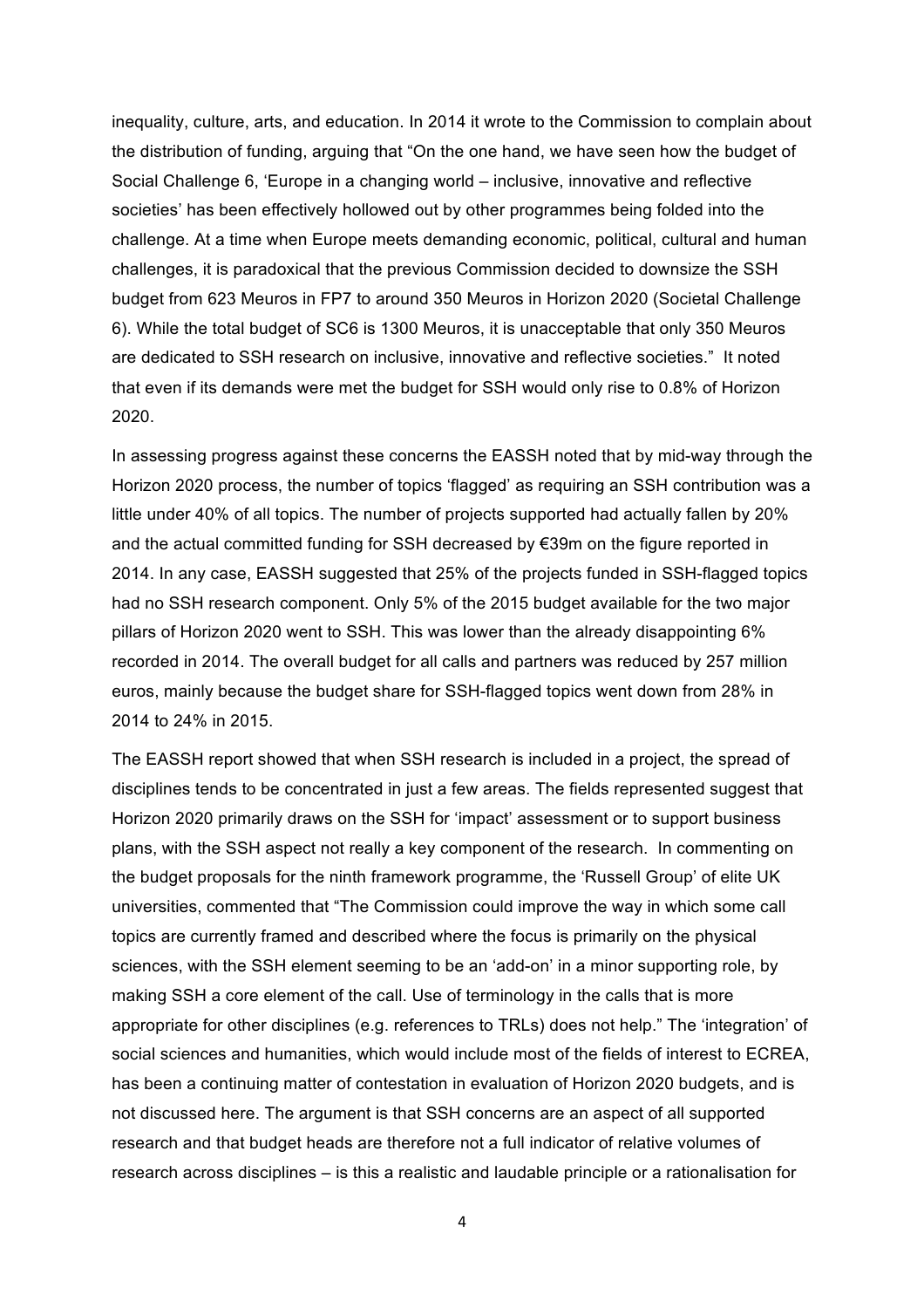inequality, culture, arts, and education. In 2014 it wrote to the Commission to complain about the distribution of funding, arguing that "On the one hand, we have seen how the budget of Social Challenge 6, 'Europe in a changing world – inclusive, innovative and reflective societies' has been effectively hollowed out by other programmes being folded into the challenge. At a time when Europe meets demanding economic, political, cultural and human challenges, it is paradoxical that the previous Commission decided to downsize the SSH budget from 623 Meuros in FP7 to around 350 Meuros in Horizon 2020 (Societal Challenge 6). While the total budget of SC6 is 1300 Meuros, it is unacceptable that only 350 Meuros are dedicated to SSH research on inclusive, innovative and reflective societies." It noted that even if its demands were met the budget for SSH would only rise to 0.8% of Horizon 2020.

In assessing progress against these concerns the EASSH noted that by mid-way through the Horizon 2020 process, the number of topics 'flagged' as requiring an SSH contribution was a little under 40% of all topics. The number of projects supported had actually fallen by 20% and the actual committed funding for SSH decreased by €39m on the figure reported in 2014. In any case, EASSH suggested that 25% of the projects funded in SSH-flagged topics had no SSH research component. Only 5% of the 2015 budget available for the two major pillars of Horizon 2020 went to SSH. This was lower than the already disappointing 6% recorded in 2014. The overall budget for all calls and partners was reduced by 257 million euros, mainly because the budget share for SSH-flagged topics went down from 28% in 2014 to 24% in 2015.

The EASSH report showed that when SSH research is included in a project, the spread of disciplines tends to be concentrated in just a few areas. The fields represented suggest that Horizon 2020 primarily draws on the SSH for 'impact' assessment or to support business plans, with the SSH aspect not really a key component of the research. In commenting on the budget proposals for the ninth framework programme, the 'Russell Group' of elite UK universities, commented that "The Commission could improve the way in which some call topics are currently framed and described where the focus is primarily on the physical sciences, with the SSH element seeming to be an 'add-on' in a minor supporting role, by making SSH a core element of the call. Use of terminology in the calls that is more appropriate for other disciplines (e.g. references to TRLs) does not help." The 'integration' of social sciences and humanities, which would include most of the fields of interest to ECREA, has been a continuing matter of contestation in evaluation of Horizon 2020 budgets, and is not discussed here. The argument is that SSH concerns are an aspect of all supported research and that budget heads are therefore not a full indicator of relative volumes of research across disciplines – is this a realistic and laudable principle or a rationalisation for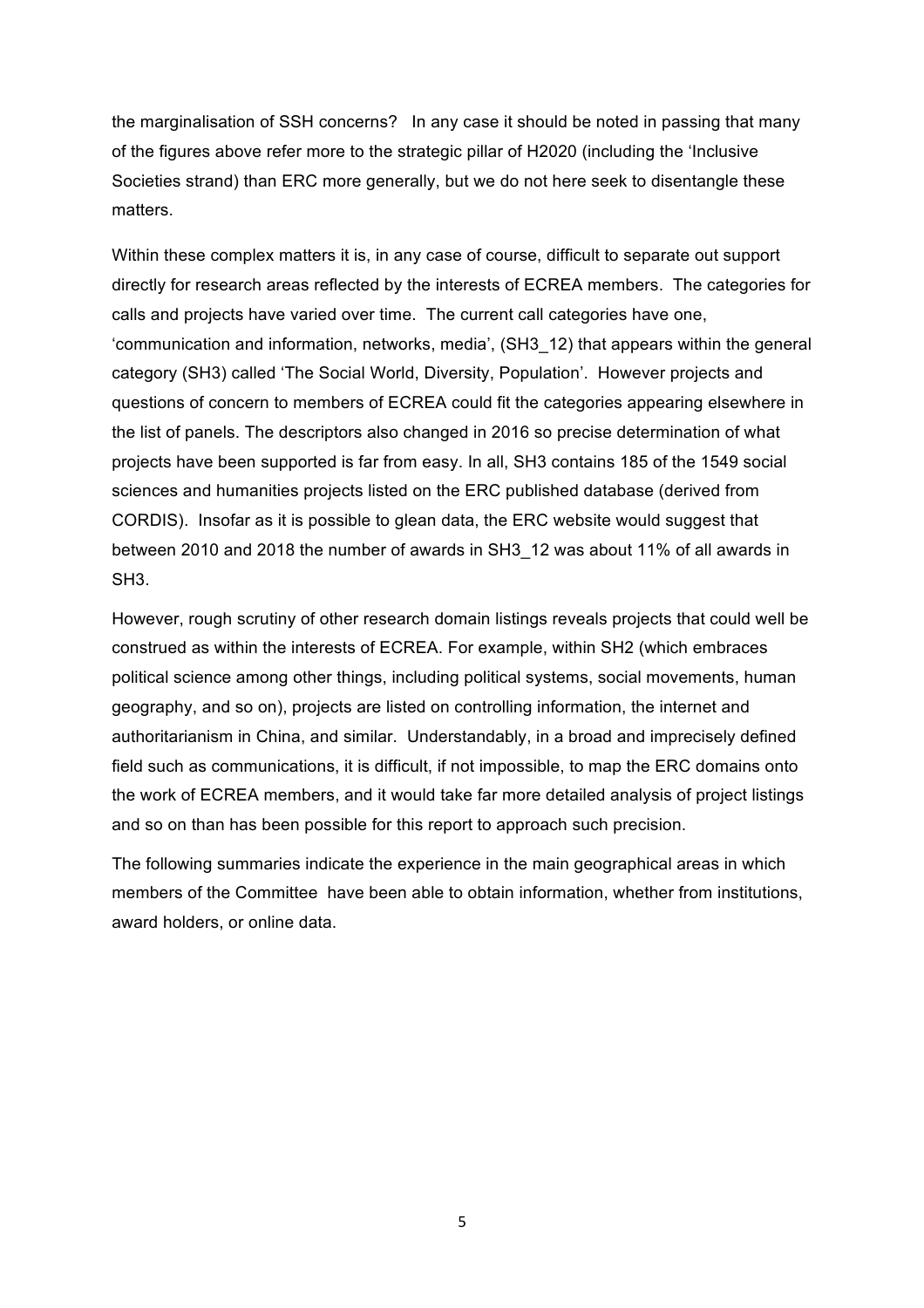the marginalisation of SSH concerns? In any case it should be noted in passing that many of the figures above refer more to the strategic pillar of H2020 (including the 'Inclusive Societies strand) than ERC more generally, but we do not here seek to disentangle these matters.

Within these complex matters it is, in any case of course, difficult to separate out support directly for research areas reflected by the interests of ECREA members. The categories for calls and projects have varied over time. The current call categories have one, 'communication and information, networks, media', (SH3_12) that appears within the general category (SH3) called 'The Social World, Diversity, Population'. However projects and questions of concern to members of ECREA could fit the categories appearing elsewhere in the list of panels. The descriptors also changed in 2016 so precise determination of what projects have been supported is far from easy. In all, SH3 contains 185 of the 1549 social sciences and humanities projects listed on the ERC published database (derived from CORDIS). Insofar as it is possible to glean data, the ERC website would suggest that between 2010 and 2018 the number of awards in SH3_12 was about 11% of all awards in SH3.

However, rough scrutiny of other research domain listings reveals projects that could well be construed as within the interests of ECREA. For example, within SH2 (which embraces political science among other things, including political systems, social movements, human geography, and so on), projects are listed on controlling information, the internet and authoritarianism in China, and similar. Understandably, in a broad and imprecisely defined field such as communications, it is difficult, if not impossible, to map the ERC domains onto the work of ECREA members, and it would take far more detailed analysis of project listings and so on than has been possible for this report to approach such precision.

The following summaries indicate the experience in the main geographical areas in which members of the Committee have been able to obtain information, whether from institutions, award holders, or online data.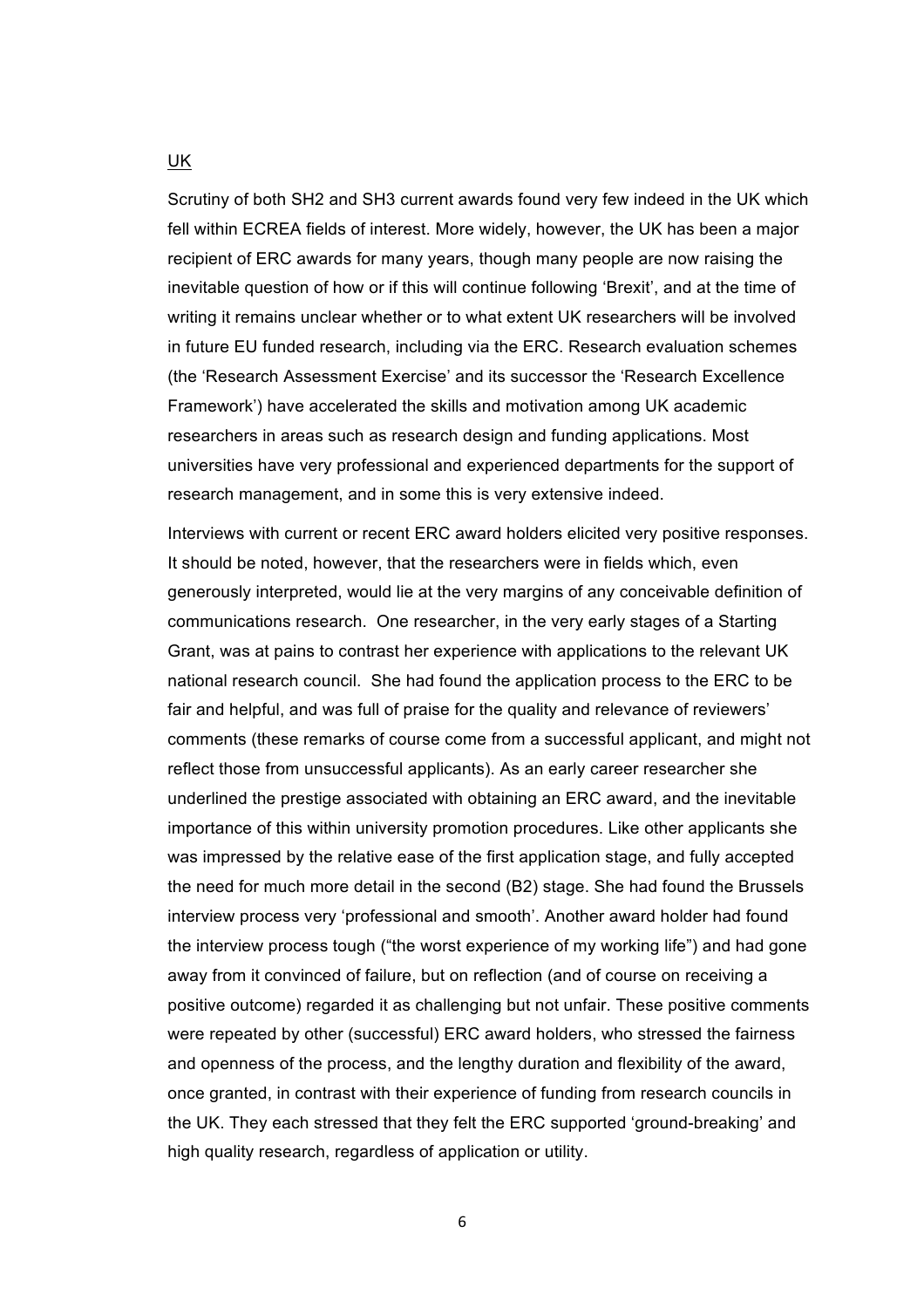<u>UK</u>

Scrutiny of both SH2 and SH3 current awards found very few indeed in the UK which fell within ECREA fields of interest. More widely, however, the UK has been a major recipient of ERC awards for many years, though many people are now raising the inevitable question of how or if this will continue following 'Brexit', and at the time of writing it remains unclear whether or to what extent UK researchers will be involved in future EU funded research, including via the ERC. Research evaluation schemes (the 'Research Assessment Exercise' and its successor the 'Research Excellence Framework') have accelerated the skills and motivation among UK academic researchers in areas such as research design and funding applications. Most universities have very professional and experienced departments for the support of research management, and in some this is very extensive indeed.

Interviews with current or recent ERC award holders elicited very positive responses. It should be noted, however, that the researchers were in fields which, even generously interpreted, would lie at the very margins of any conceivable definition of communications research. One researcher, in the very early stages of a Starting Grant, was at pains to contrast her experience with applications to the relevant UK national research council. She had found the application process to the ERC to be fair and helpful, and was full of praise for the quality and relevance of reviewers' comments (these remarks of course come from a successful applicant, and might not reflect those from unsuccessful applicants). As an early career researcher she underlined the prestige associated with obtaining an ERC award, and the inevitable importance of this within university promotion procedures. Like other applicants she was impressed by the relative ease of the first application stage, and fully accepted the need for much more detail in the second (B2) stage. She had found the Brussels interview process very 'professional and smooth'. Another award holder had found the interview process tough ("the worst experience of my working life") and had gone away from it convinced of failure, but on reflection (and of course on receiving a positive outcome) regarded it as challenging but not unfair. These positive comments were repeated by other (successful) ERC award holders, who stressed the fairness and openness of the process, and the lengthy duration and flexibility of the award, once granted, in contrast with their experience of funding from research councils in the UK. They each stressed that they felt the ERC supported 'ground-breaking' and high quality research, regardless of application or utility.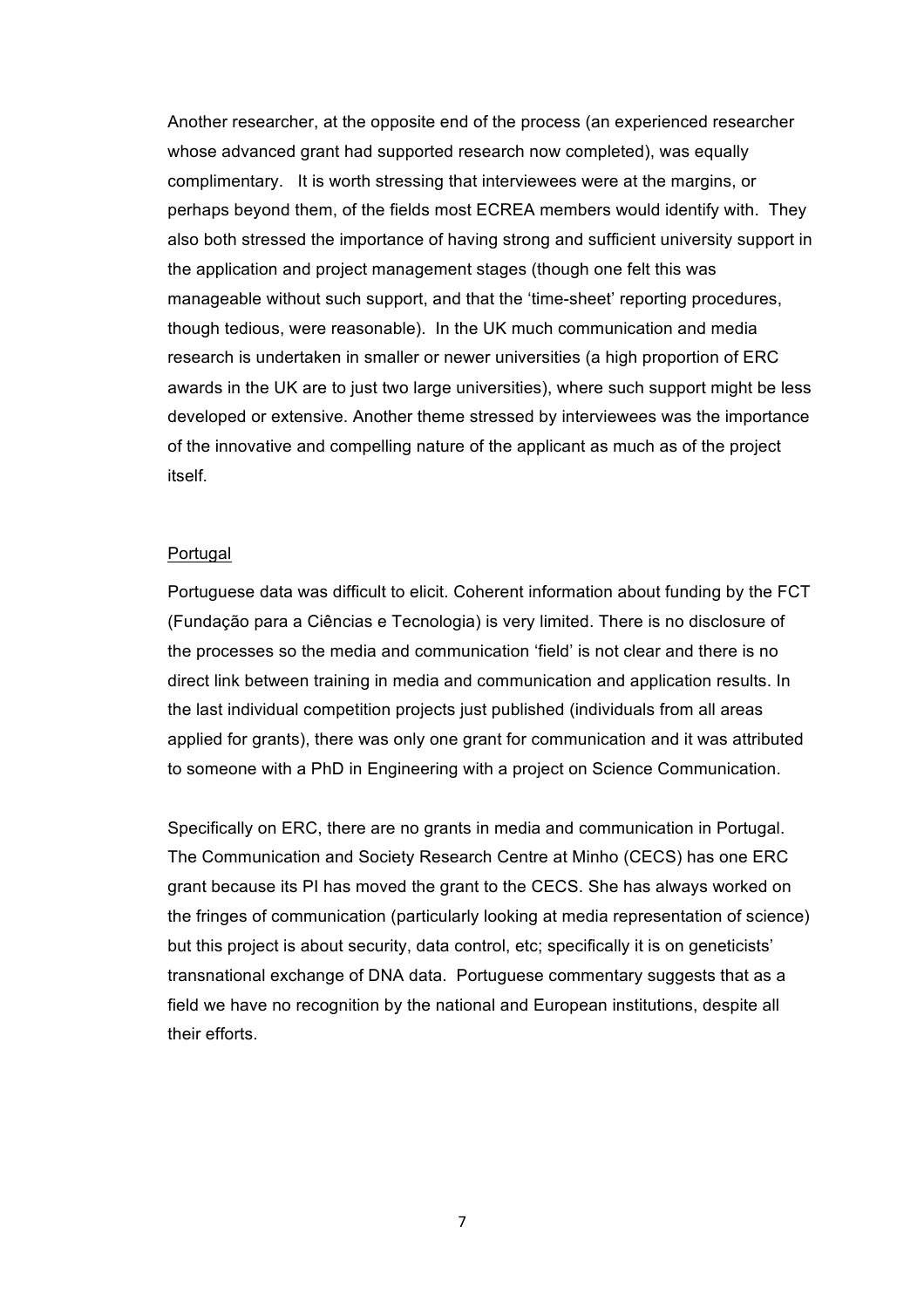Another researcher, at the opposite end of the process (an experienced researcher whose advanced grant had supported research now completed), was equally complimentary. It is worth stressing that interviewees were at the margins, or perhaps beyond them, of the fields most ECREA members would identify with. They also both stressed the importance of having strong and sufficient university support in the application and project management stages (though one felt this was manageable without such support, and that the 'time-sheet' reporting procedures, though tedious, were reasonable). In the UK much communication and media research is undertaken in smaller or newer universities (a high proportion of ERC awards in the UK are to just two large universities), where such support might be less developed or extensive. Another theme stressed by interviewees was the importance of the innovative and compelling nature of the applicant as much as of the project itself.

## Portugal

Portuguese data was difficult to elicit. Coherent information about funding by the FCT (Fundação para a Ciências e Tecnologia) is very limited. There is no disclosure of the processes so the media and communication 'field' is not clear and there is no direct link between training in media and communication and application results. In the last individual competition projects just published (individuals from all areas applied for grants), there was only one grant for communication and it was attributed to someone with a PhD in Engineering with a project on Science Communication.

Specifically on ERC, there are no grants in media and communication in Portugal. The Communication and Society Research Centre at Minho (CECS) has one ERC grant because its PI has moved the grant to the CECS. She has always worked on the fringes of communication (particularly looking at media representation of science) but this project is about security, data control, etc; specifically it is on geneticists' transnational exchange of DNA data. Portuguese commentary suggests that as a field we have no recognition by the national and European institutions, despite all their efforts.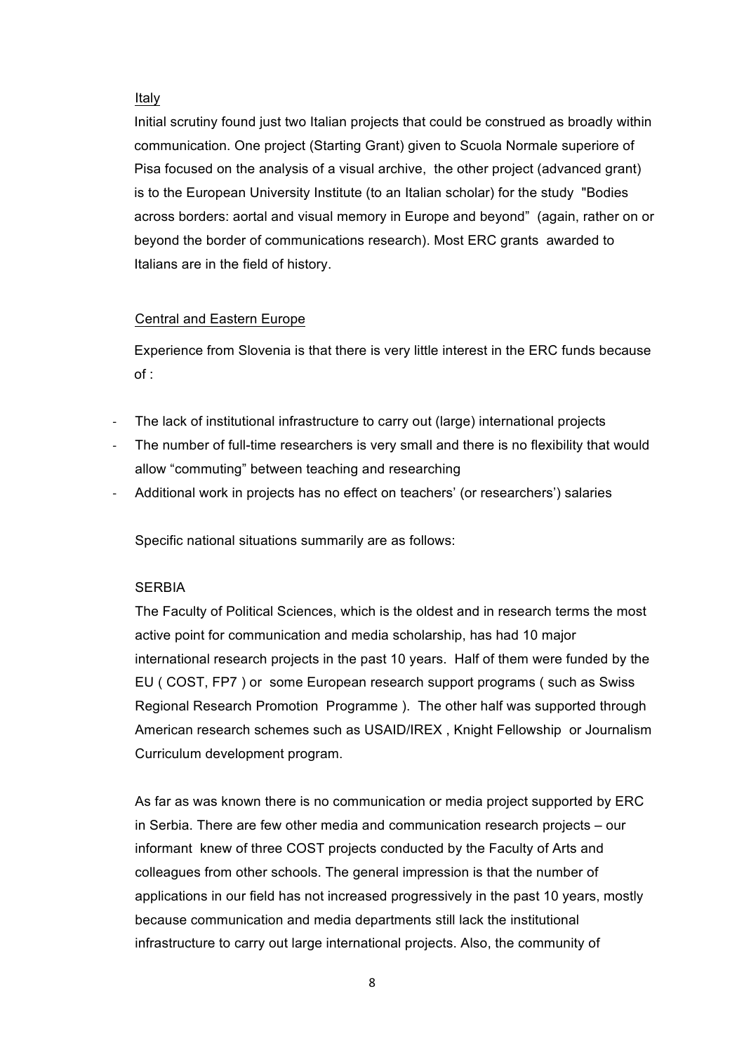Italy

Initial scrutiny found just two Italian projects that could be construed as broadly within communication. One project (Starting Grant) given to Scuola Normale superiore of Pisa focused on the analysis of a visual archive, the other project (advanced grant) is to the European University Institute (to an Italian scholar) for the study "Bodies across borders: aortal and visual memory in Europe and beyond" (again, rather on or beyond the border of communications research). Most ERC grants awarded to Italians are in the field of history.

Central and Eastern Europe

Experience from Slovenia is that there is very little interest in the ERC funds because of :

- The lack of institutional infrastructure to carry out (large) international projects
- The number of full-time researchers is very small and there is no flexibility that would allow "commuting" between teaching and researching
- Additional work in projects has no effect on teachers' (or researchers') salaries

Specific national situations summarily are as follows:

SERBIA

The Faculty of Political Sciences, which is the oldest and in research terms the most active point for communication and media scholarship, has had 10 major international research projects in the past 10 years. Half of them were funded by the EU ( COST, FP7 ) or some European research support programs ( such as Swiss Regional Research Promotion Programme ). The other half was supported through American research schemes such as USAID/IREX , Knight Fellowship or Journalism Curriculum development program.

As far as was known there is no communication or media project supported by ERC in Serbia. There are few other media and communication research projects – our informant knew of three COST projects conducted by the Faculty of Arts and colleagues from other schools. The general impression is that the number of applications in our field has not increased progressively in the past 10 years, mostly because communication and media departments still lack the institutional infrastructure to carry out large international projects. Also, the community of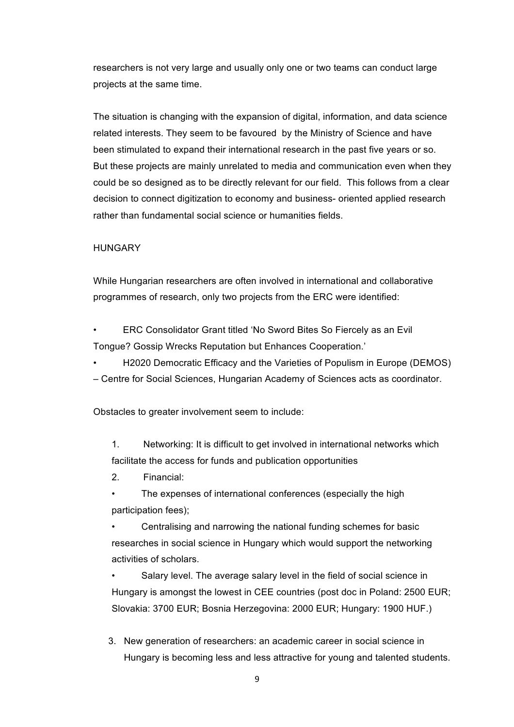researchers is not very large and usually only one or two teams can conduct large projects at the same time.

The situation is changing with the expansion of digital, information, and data science related interests. They seem to be favoured by the Ministry of Science and have been stimulated to expand their international research in the past five years or so. But these projects are mainly unrelated to media and communication even when they could be so designed as to be directly relevant for our field. This follows from a clear decision to connect digitization to economy and business- oriented applied research rather than fundamental social science or humanities fields.

## HUNGARY

While Hungarian researchers are often involved in international and collaborative programmes of research, only two projects from the ERC were identified:

- ERC Consolidator Grant titled 'No Sword Bites So Fiercely as an Evil Tongue? Gossip Wrecks Reputation but Enhances Cooperation.'
- H2020 Democratic Efficacy and the Varieties of Populism in Europe (DEMOS) – Centre for Social Sciences, Hungarian Academy of Sciences acts as coordinator.

Obstacles to greater involvement seem to include:

1. Networking: It is difficult to get involved in international networks which facilitate the access for funds and publication opportunities
2. Financial:
   - The expenses of international conferences (especially the high participation fees);
   - Centralising and narrowing the national funding schemes for basic researches in social science in Hungary which would support the networking activities of scholars.
   - Salary level. The average salary level in the field of social science in Hungary is amongst the lowest in CEE countries (post doc in Poland: 2500 EUR; Slovakia: 3700 EUR; Bosnia Herzegovina: 2000 EUR; Hungary: 1900 HUF.)
3. New generation of researchers: an academic career in social science in Hungary is becoming less and less attractive for young and talented students.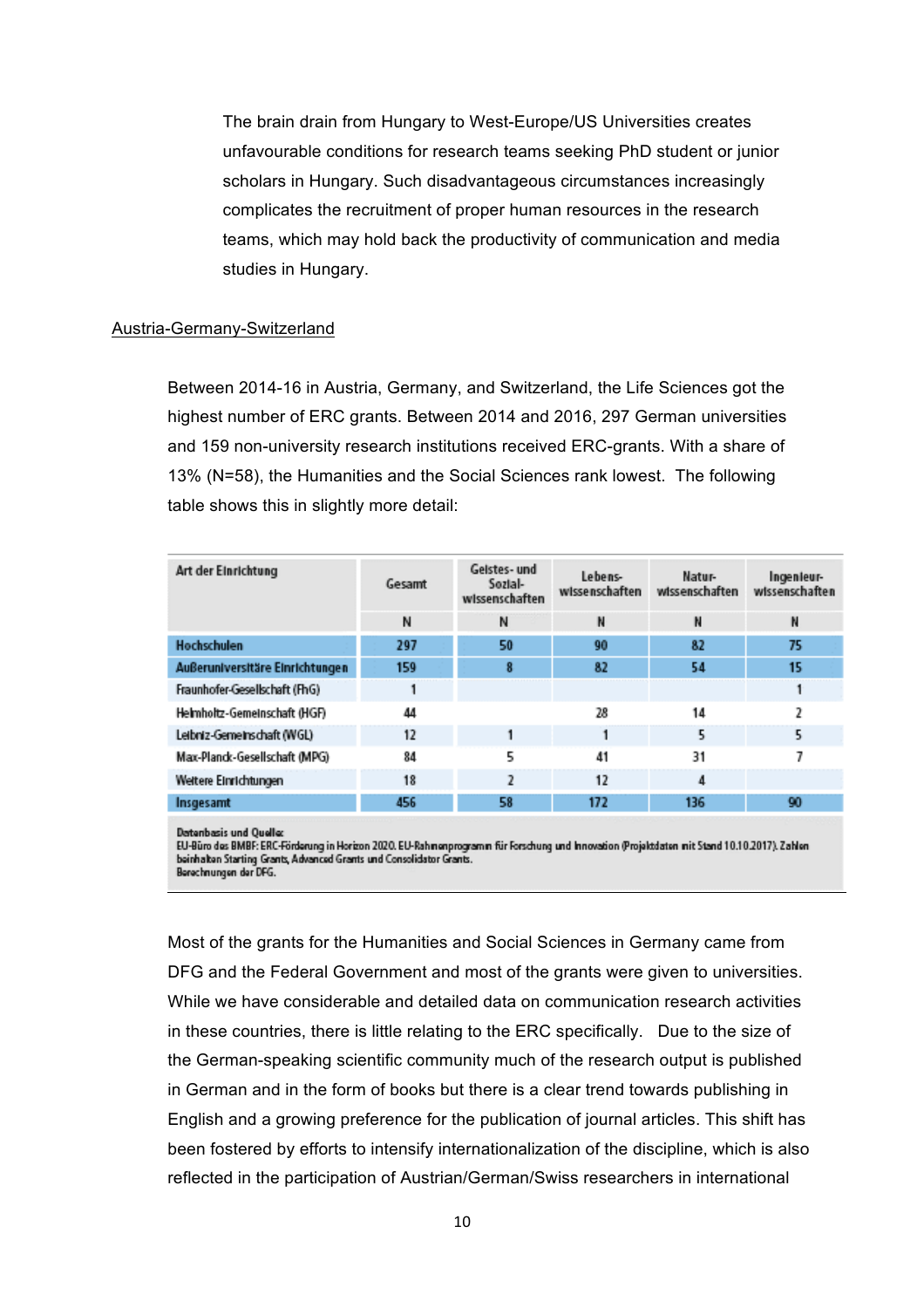The brain drain from Hungary to West-Europe/US Universities creates unfavourable conditions for research teams seeking PhD student or junior scholars in Hungary. Such disadvantageous circumstances increasingly complicates the recruitment of proper human resources in the research teams, which may hold back the productivity of communication and media studies in Hungary.

Austria-Germany-Switzerland

Between 2014-16 in Austria, Germany, and Switzerland, the Life Sciences got the highest number of ERC grants. Between 2014 and 2016, 297 German universities and 159 non-university research institutions received ERC-grants. With a share of 13% (N=58), the Humanities and the Social Sciences rank lowest. The following table shows this in slightly more detail:

| Art der Einrichtung | Gesamt | Geistes- und Sozial-wissenschaften | Lebens-wissenschaften | Natur-wissenschaften | Ingenieur-wissenschaften |
|---|---|---|---|---|---|
| | N | N | N | N | N |
| **Hochschulen** | 297 | 50 | 90 | 82 | 75 |
| **Außeruniversitäre Einrichtungen** | 159 | 8 | 82 | 54 | 15 |
| Fraunhofer-Gesellschaft (FhG) | 1 | | | | 1 |
| Helmholtz-Gemeinschaft (HGF) | 44 | | 28 | 14 | 2 |
| Leibniz-Gemeinschaft (WGL) | 12 | 1 | 1 | 5 | 5 |
| Max-Planck-Gesellschaft (MPG) | 84 | 5 | 41 | 31 | 7 |
| Weitere Einrichtungen | 18 | 2 | 12 | 4 | |
| **Insgesamt** | 456 | 58 | 172 | 136 | 90 |

Datenbasis und Quelle:
EU-Büro des BMBF: ERC-Förderung in Horizon 2020. EU-Rahmenprogramm für Forschung und Innovation (Projektdaten mit Stand 10.10.2017). Zahlen beinhalten Starting Grants, Advanced Grants und Consolidator Grants.
Berechnungen der DFG.

Most of the grants for the Humanities and Social Sciences in Germany came from DFG and the Federal Government and most of the grants were given to universities. While we have considerable and detailed data on communication research activities in these countries, there is little relating to the ERC specifically. Due to the size of the German-speaking scientific community much of the research output is published in German and in the form of books but there is a clear trend towards publishing in English and a growing preference for the publication of journal articles. This shift has been fostered by efforts to intensify internationalization of the discipline, which is also reflected in the participation of Austrian/German/Swiss researchers in international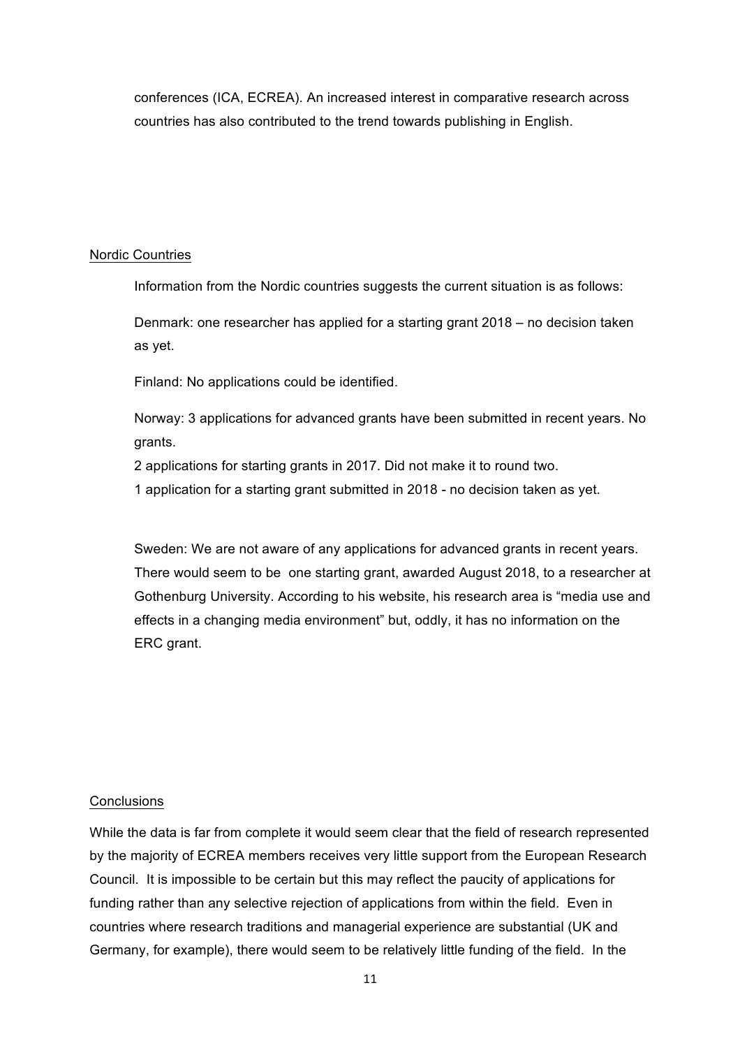conferences (ICA, ECREA). An increased interest in comparative research across countries has also contributed to the trend towards publishing in English.

## Nordic Countries

Information from the Nordic countries suggests the current situation is as follows:

Denmark: one researcher has applied for a starting grant 2018 – no decision taken as yet.

Finland: No applications could be identified.

Norway: 3 applications for advanced grants have been submitted in recent years. No grants.
2 applications for starting grants in 2017. Did not make it to round two.
1 application for a starting grant submitted in 2018 - no decision taken as yet.

Sweden: We are not aware of any applications for advanced grants in recent years. There would seem to be one starting grant, awarded August 2018, to a researcher at Gothenburg University. According to his website, his research area is "media use and effects in a changing media environment" but, oddly, it has no information on the ERC grant.

## Conclusions

While the data is far from complete it would seem clear that the field of research represented by the majority of ECREA members receives very little support from the European Research Council. It is impossible to be certain but this may reflect the paucity of applications for funding rather than any selective rejection of applications from within the field. Even in countries where research traditions and managerial experience are substantial (UK and Germany, for example), there would seem to be relatively little funding of the field. In the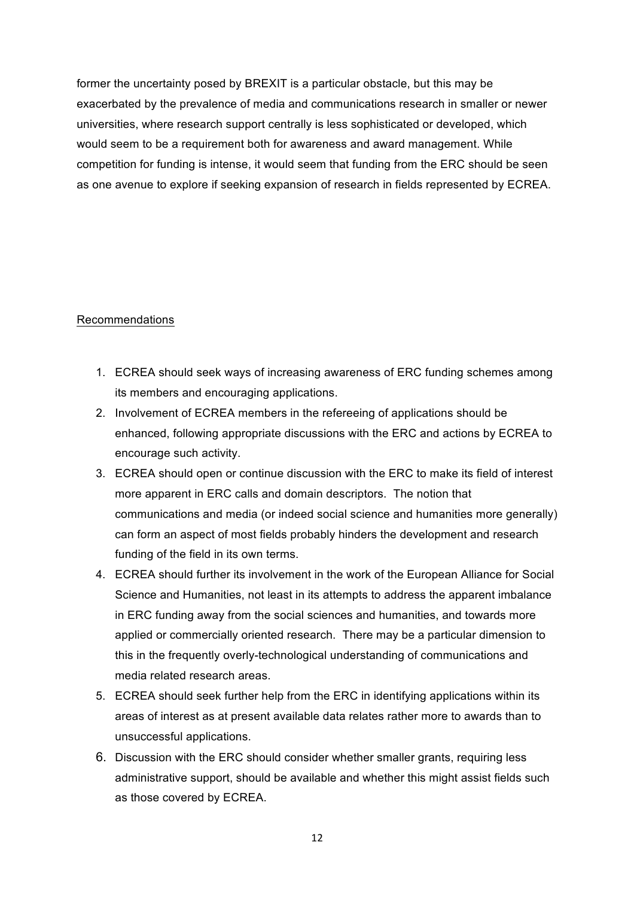former the uncertainty posed by BREXIT is a particular obstacle, but this may be exacerbated by the prevalence of media and communications research in smaller or newer universities, where research support centrally is less sophisticated or developed, which would seem to be a requirement both for awareness and award management. While competition for funding is intense, it would seem that funding from the ERC should be seen as one avenue to explore if seeking expansion of research in fields represented by ECREA.

## Recommendations

1. ECREA should seek ways of increasing awareness of ERC funding schemes among its members and encouraging applications.
2. Involvement of ECREA members in the refereeing of applications should be enhanced, following appropriate discussions with the ERC and actions by ECREA to encourage such activity.
3. ECREA should open or continue discussion with the ERC to make its field of interest more apparent in ERC calls and domain descriptors. The notion that communications and media (or indeed social science and humanities more generally) can form an aspect of most fields probably hinders the development and research funding of the field in its own terms.
4. ECREA should further its involvement in the work of the European Alliance for Social Science and Humanities, not least in its attempts to address the apparent imbalance in ERC funding away from the social sciences and humanities, and towards more applied or commercially oriented research. There may be a particular dimension to this in the frequently overly-technological understanding of communications and media related research areas.
5. ECREA should seek further help from the ERC in identifying applications within its areas of interest as at present available data relates rather more to awards than to unsuccessful applications.
6. Discussion with the ERC should consider whether smaller grants, requiring less administrative support, should be available and whether this might assist fields such as those covered by ECREA.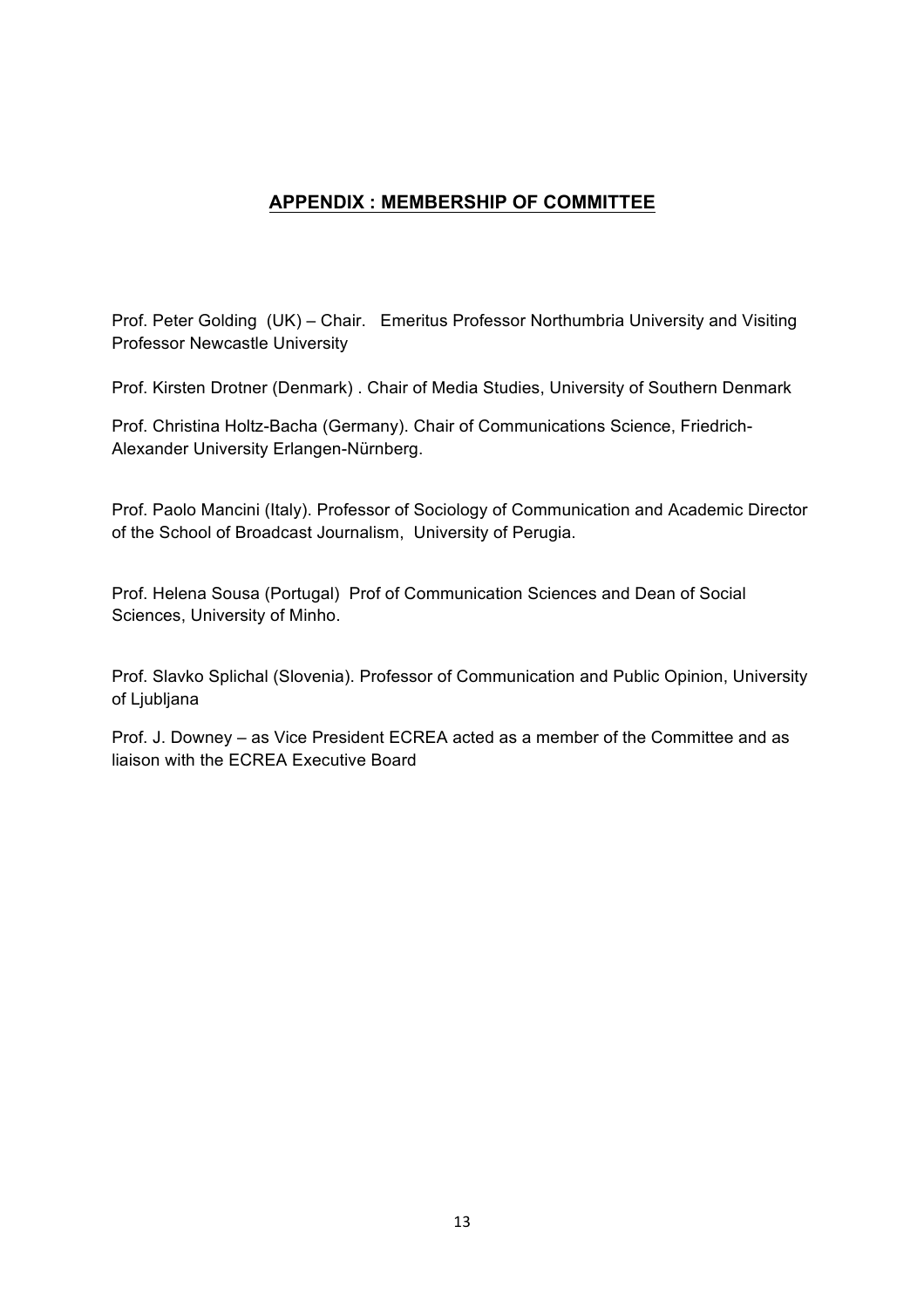## APPENDIX : MEMBERSHIP OF COMMITTEE

Prof. Peter Golding (UK) – Chair. Emeritus Professor Northumbria University and Visiting Professor Newcastle University

Prof. Kirsten Drotner (Denmark) . Chair of Media Studies, University of Southern Denmark

Prof. Christina Holtz-Bacha (Germany). Chair of Communications Science, Friedrich-Alexander University Erlangen-Nürnberg.

Prof. Paolo Mancini (Italy). Professor of Sociology of Communication and Academic Director of the School of Broadcast Journalism, University of Perugia.

Prof. Helena Sousa (Portugal) Prof of Communication Sciences and Dean of Social Sciences, University of Minho.

Prof. Slavko Splichal (Slovenia). Professor of Communication and Public Opinion, University of Ljubljana

Prof. J. Downey – as Vice President ECREA acted as a member of the Committee and as liaison with the ECREA Executive Board